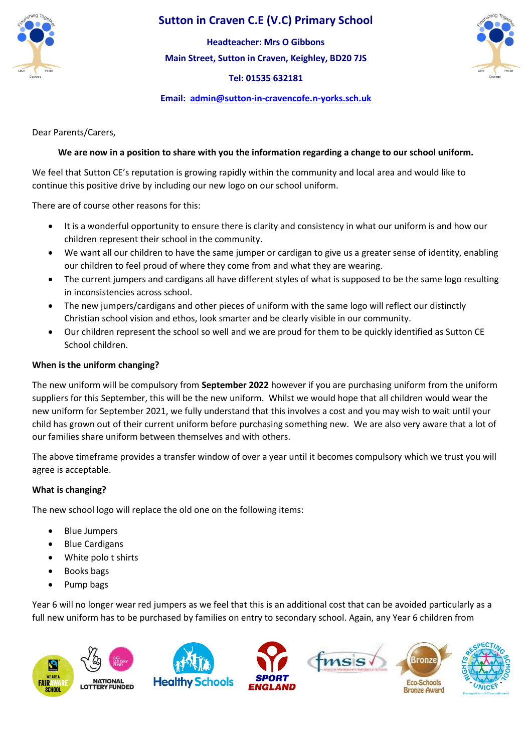# Sutton in Craven C.E (V.C) Primary School

**Headteacher: Mrs O Gibbons**

**Main Street, Sutton in Craven, Keighley, BD20 7JS**

**Tel: 01535 632181**

**Email: admin@sutton-in-cravencofe.n-yorks.sch.uk**

Dear Parents/Carers,

**We are now in a position to share with you the information regarding a change to our school uniform.**

We feel that Sutton CE's reputation is growing rapidly within the community and local area and would like to continue this positive drive by including our new logo on our school uniform.

There are of course other reasons for this:

- It is a wonderful opportunity to ensure there is clarity and consistency in what our uniform is and how our children represent their school in the community.
- We want all our children to have the same jumper or cardigan to give us a greater sense of identity, enabling our children to feel proud of where they come from and what they are wearing.
- The current jumpers and cardigans all have different styles of what is supposed to be the same logo resulting in inconsistencies across school.
- The new jumpers/cardigans and other pieces of uniform with the same logo will reflect our distinctly Christian school vision and ethos, look smarter and be clearly visible in our community.
- Our children represent the school so well and we are proud for them to be quickly identified as Sutton CE School children.

**When is the uniform changing?**

The new uniform will be compulsory from **September 2022** however if you are purchasing uniform from the uniform suppliers for this September, this will be the new uniform. Whilst we would hope that all children would wear the new uniform for September 2021, we fully understand that this involves a cost and you may wish to wait until your child has grown out of their current uniform before purchasing something new. We are also very aware that a lot of our families share uniform between themselves and with others.

The above timeframe provides a transfer window of over a year until it becomes compulsory which we trust you will agree is acceptable.

**What is changing?**

The new school logo will replace the old one on the following items:

- Blue Jumpers
- Blue Cardigans
- White polo t shirts
- Books bags
- Pump bags

Year 6 will no longer wear red jumpers as we feel that this is an additional cost that can be avoided particularly as a full new uniform has to be purchased by families on entry to secondary school. Again, any Year 6 children from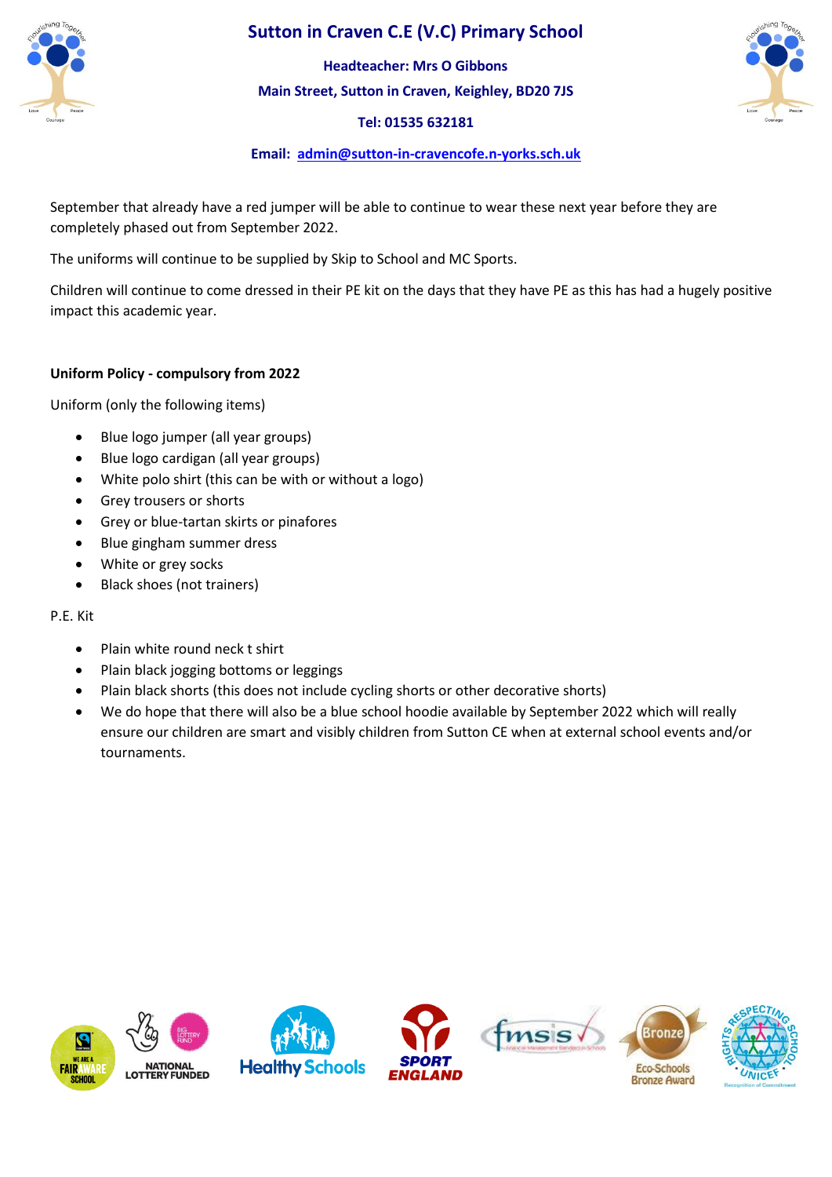September that already have a red jumper will be able to continue to wear these next year before they are completely phased out from September 2022.

The uniforms will continue to be supplied by Skip to School and MC Sports.

Children will continue to come dressed in their PE kit on the days that they have PE as this has had a hugely positive impact this academic year.

**Uniform Policy - compulsory from 2022**

Uniform (only the following items)

- Blue logo jumper (all year groups)
- Blue logo cardigan (all year groups)
- White polo shirt (this can be with or without a logo)
- Grey trousers or shorts
- Grey or blue-tartan skirts or pinafores
- Blue gingham summer dress
- White or grey socks
- Black shoes (not trainers)

P.E. Kit

- Plain white round neck t shirt
- Plain black jogging bottoms or leggings
- Plain black shorts (this does not include cycling shorts or other decorative shorts)
- We do hope that there will also be a blue school hoodie available by September 2022 which will really ensure our children are smart and visibly children from Sutton CE when at external school events and/or tournaments.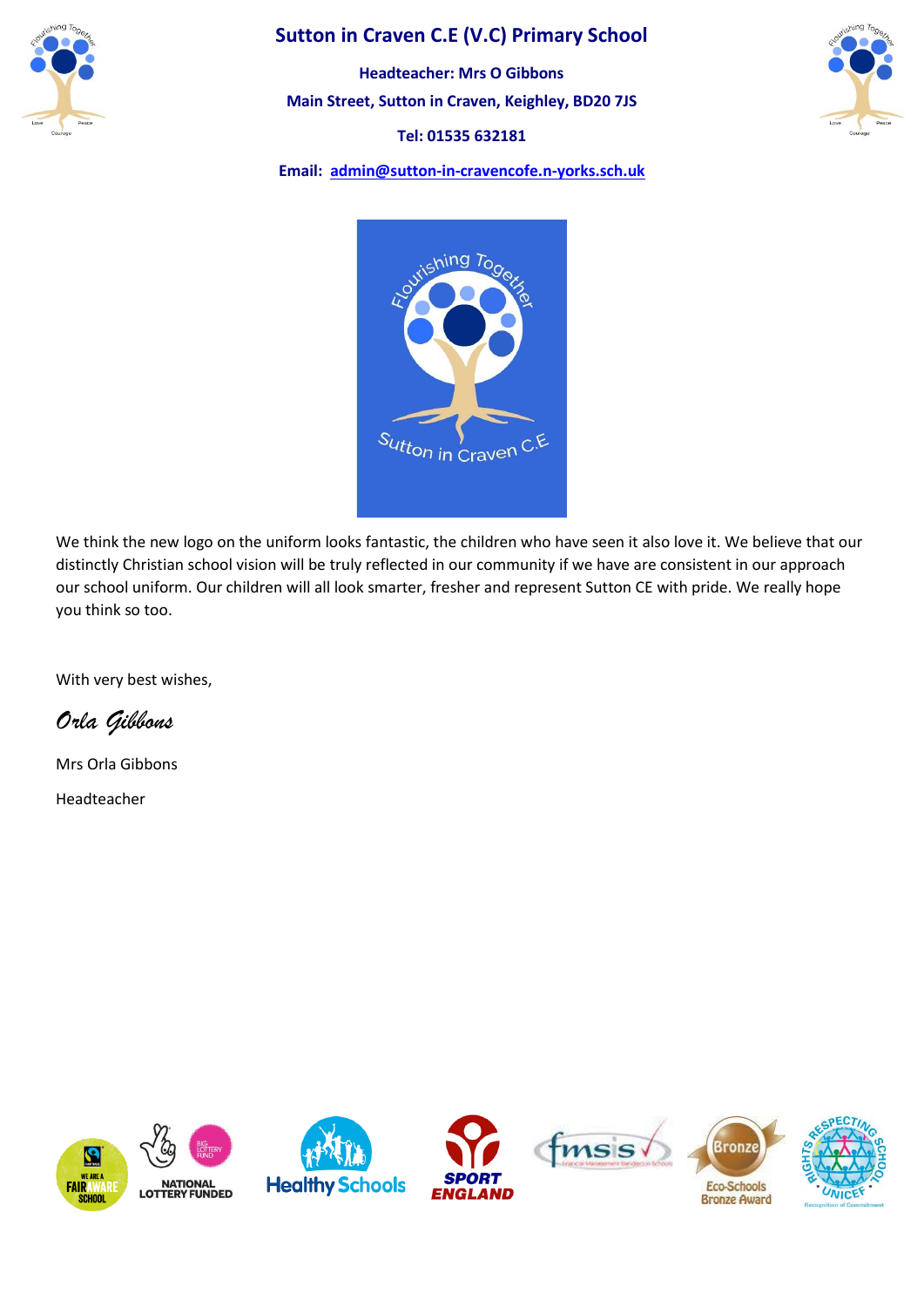# Sutton in Craven C.E (V.C) Primary School

**Headteacher: Mrs O Gibbons**

**Main Street, Sutton in Craven, Keighley, BD20 7JS**

**Tel: 01535 632181**

**Email: admin@sutton-in-cravencofe.n-yorks.sch.uk**

We think the new logo on the uniform looks fantastic, the children who have seen it also love it. We believe that our distinctly Christian school vision will be truly reflected in our community if we have are consistent in our approach our school uniform. Our children will all look smarter, fresher and represent Sutton CE with pride. We really hope you think so too.

With very best wishes,

*Orla Gibbons*

Mrs Orla Gibbons

Headteacher